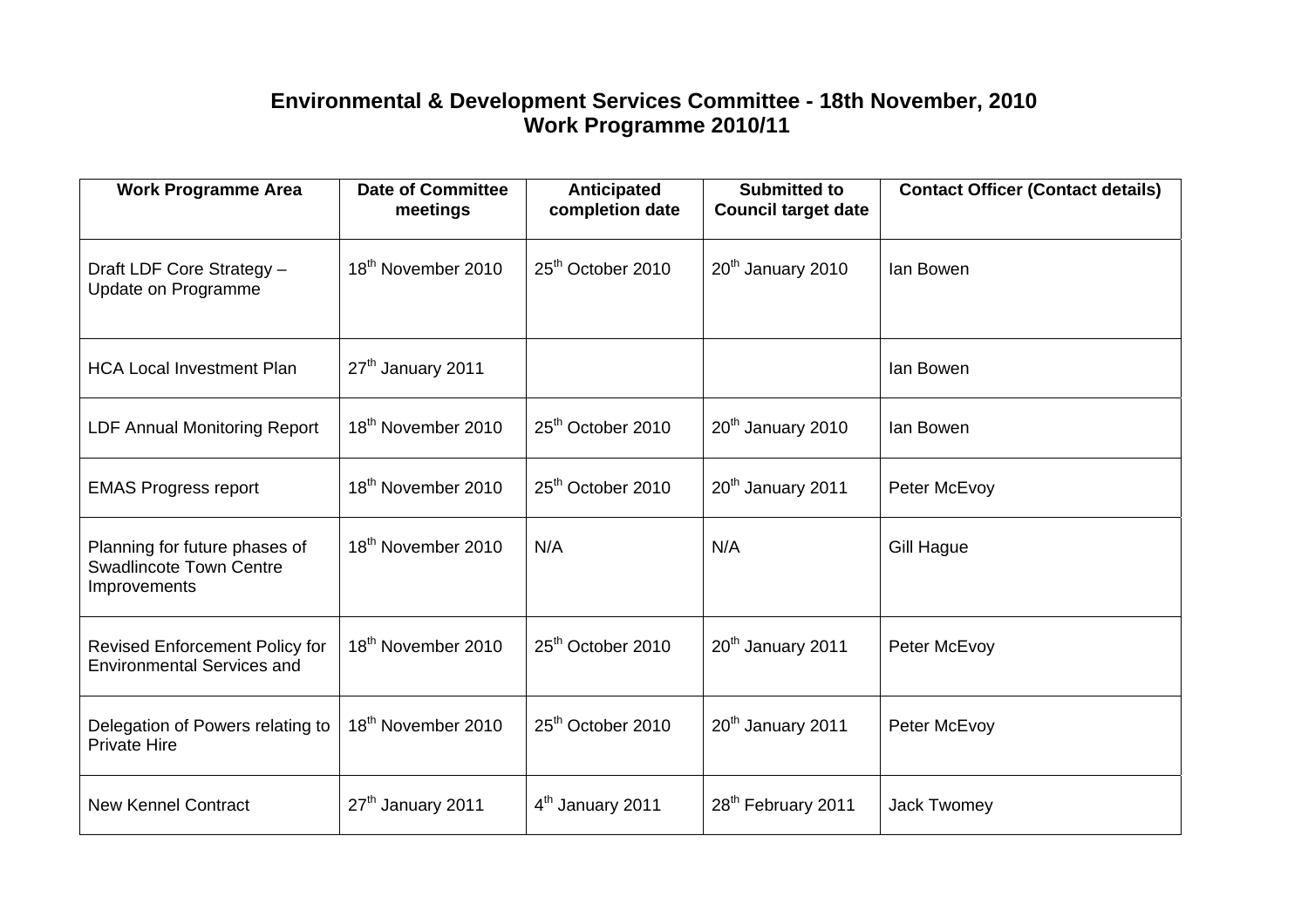# Environmental & Development Services Committee - 18th November, 2010
## Work Programme 2010/11

| Work Programme Area | Date of Committee meetings | Anticipated completion date | Submitted to Council target date | Contact Officer (Contact details) |
|---|---|---|---|---|
| Draft LDF Core Strategy – Update on Programme | 18th November 2010 | 25th October 2010 | 20th January 2010 | Ian Bowen |
| HCA Local Investment Plan | 27th January 2011 | | | Ian Bowen |
| LDF Annual Monitoring Report | 18th November 2010 | 25th October 2010 | 20th January 2010 | Ian Bowen |
| EMAS Progress report | 18th November 2010 | 25th October 2010 | 20th January 2011 | Peter McEvoy |
| Planning for future phases of Swadlincote Town Centre Improvements | 18th November 2010 | N/A | N/A | Gill Hague |
| Revised Enforcement Policy for Environmental Services and | 18th November 2010 | 25th October 2010 | 20th January 2011 | Peter McEvoy |
| Delegation of Powers relating to Private Hire | 18th November 2010 | 25th October 2010 | 20th January 2011 | Peter McEvoy |
| New Kennel Contract | 27th January 2011 | 4th January 2011 | 28th February 2011 | Jack Twomey |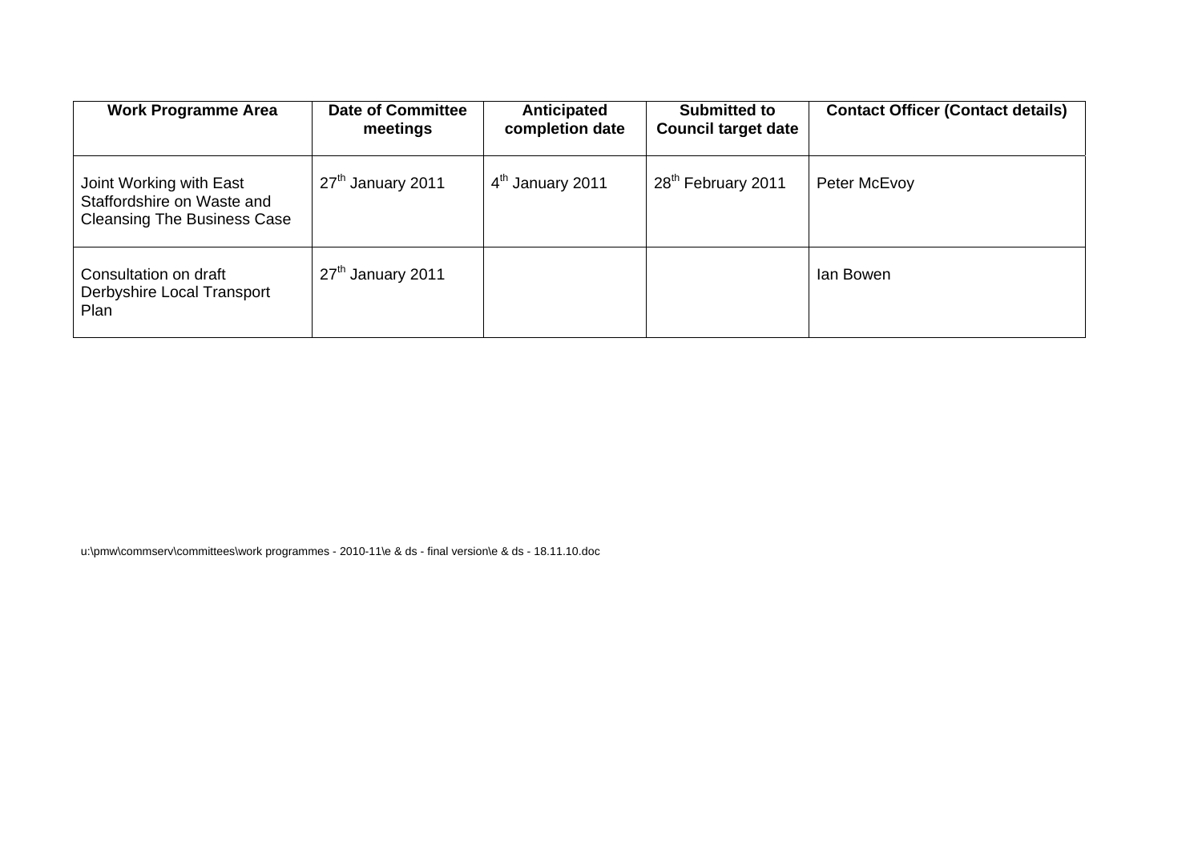| Work Programme Area | Date of Committee meetings | Anticipated completion date | Submitted to Council target date | Contact Officer (Contact details) |
|---|---|---|---|---|
| Joint Working with East Staffordshire on Waste and Cleansing The Business Case | 27th January 2011 | 4th January 2011 | 28th February 2011 | Peter McEvoy |
| Consultation on draft Derbyshire Local Transport Plan | 27th January 2011 | | | Ian Bowen |

u:\pmw\commserv\committees\work programmes - 2010-11\e & ds - final version\e & ds - 18.11.10.doc